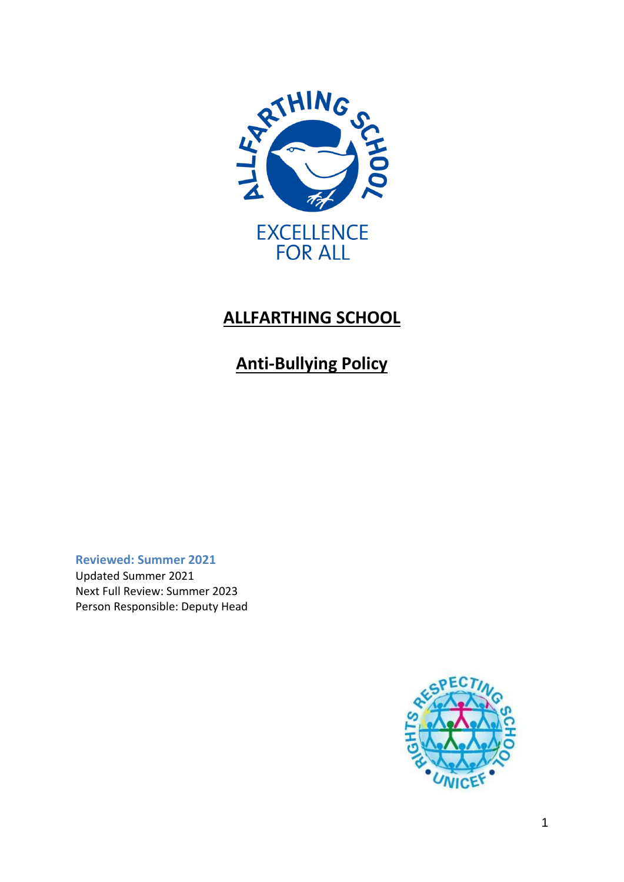# ALLFARTHING SCHOOL

## Anti-Bullying Policy

**Reviewed: Summer 2021**

Updated Summer 2021

Next Full Review: Summer 2023

Person Responsible: Deputy Head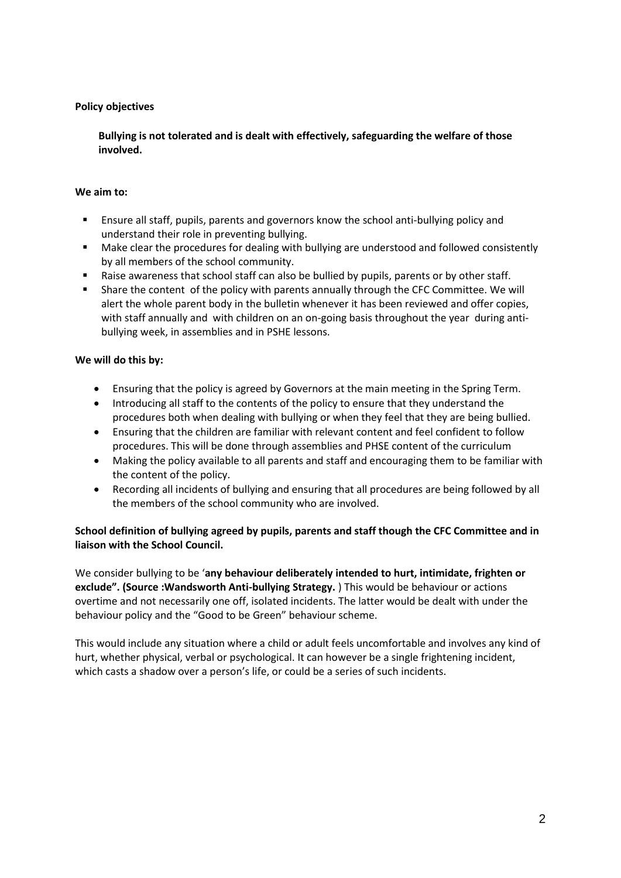**Policy objectives**

**Bullying is not tolerated and is dealt with effectively, safeguarding the welfare of those involved.**

**We aim to:**

- Ensure all staff, pupils, parents and governors know the school anti-bullying policy and understand their role in preventing bullying.
- Make clear the procedures for dealing with bullying are understood and followed consistently by all members of the school community.
- Raise awareness that school staff can also be bullied by pupils, parents or by other staff.
- Share the content of the policy with parents annually through the CFC Committee. We will alert the whole parent body in the bulletin whenever it has been reviewed and offer copies, with staff annually and with children on an on-going basis throughout the year during anti-bullying week, in assemblies and in PSHE lessons.

**We will do this by:**

- Ensuring that the policy is agreed by Governors at the main meeting in the Spring Term.
- Introducing all staff to the contents of the policy to ensure that they understand the procedures both when dealing with bullying or when they feel that they are being bullied.
- Ensuring that the children are familiar with relevant content and feel confident to follow procedures. This will be done through assemblies and PHSE content of the curriculum
- Making the policy available to all parents and staff and encouraging them to be familiar with the content of the policy.
- Recording all incidents of bullying and ensuring that all procedures are being followed by all the members of the school community who are involved.

**School definition of bullying agreed by pupils, parents and staff though the CFC Committee and in liaison with the School Council.**

We consider bullying to be '**any behaviour deliberately intended to hurt, intimidate, frighten or exclude". (Source :Wandsworth Anti-bullying Strategy.** ) This would be behaviour or actions overtime and not necessarily one off, isolated incidents. The latter would be dealt with under the behaviour policy and the "Good to be Green" behaviour scheme.

This would include any situation where a child or adult feels uncomfortable and involves any kind of hurt, whether physical, verbal or psychological. It can however be a single frightening incident, which casts a shadow over a person's life, or could be a series of such incidents.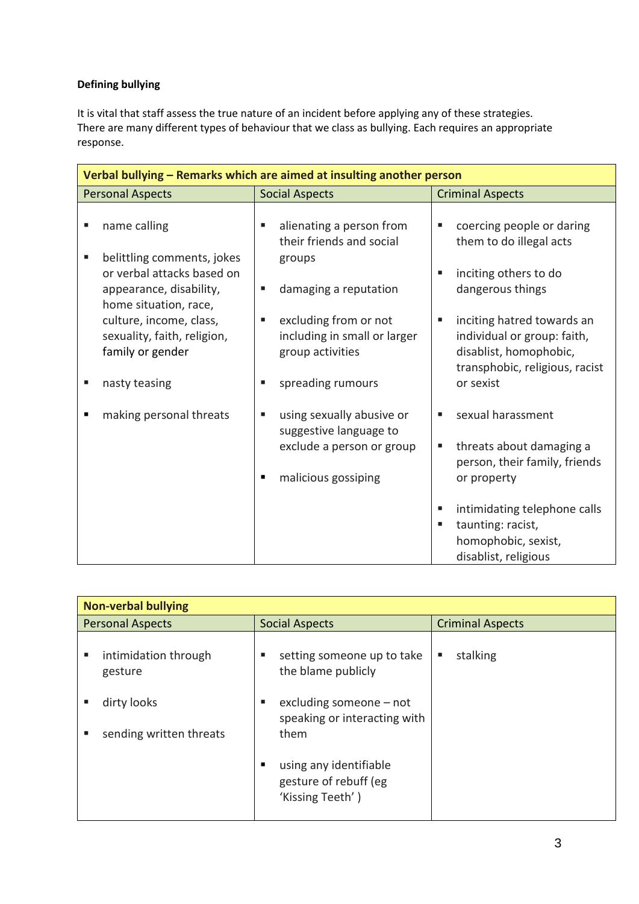**Defining bullying**

It is vital that staff assess the true nature of an incident before applying any of these strategies. There are many different types of behaviour that we class as bullying. Each requires an appropriate response.

| **Verbal bullying – Remarks which are aimed at insulting another person** | | |
|---|---|---|
| Personal Aspects | Social Aspects | Criminal Aspects |
| ▪ name calling<br><br>▪ belittling comments, jokes or verbal attacks based on appearance, disability, home situation, race, culture, income, class, sexuality, faith, religion, family or gender<br><br>▪ nasty teasing<br><br>▪ making personal threats | ▪ alienating a person from their friends and social groups<br><br>▪ damaging a reputation<br><br>▪ excluding from or not including in small or larger group activities<br><br>▪ spreading rumours<br><br>▪ using sexually abusive or suggestive language to exclude a person or group<br><br>▪ malicious gossiping | ▪ coercing people or daring them to do illegal acts<br><br>▪ inciting others to do dangerous things<br><br>▪ inciting hatred towards an individual or group: faith, disablist, homophobic, transphobic, religious, racist or sexist<br><br>▪ sexual harassment<br><br>▪ threats about damaging a person, their family, friends or property<br><br>▪ intimidating telephone calls<br>▪ taunting: racist, homophobic, sexist, disablist, religious |

| **Non-verbal bullying** | | |
|---|---|---|
| Personal Aspects | Social Aspects | Criminal Aspects |
| ▪ intimidation through gesture<br><br>▪ dirty looks<br><br>▪ sending written threats | ▪ setting someone up to take the blame publicly<br><br>▪ excluding someone – not speaking or interacting with them<br><br>▪ using any identifiable gesture of rebuff (eg 'Kissing Teeth' ) | ▪ stalking |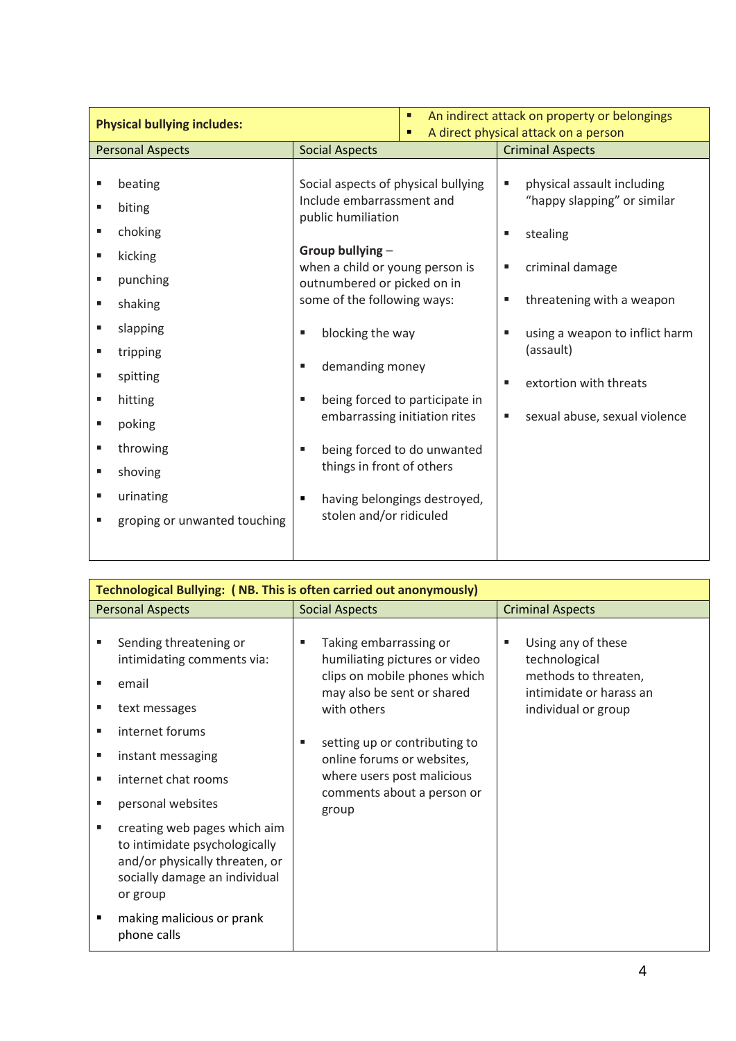| **Physical bullying includes:** | ▪ An indirect attack on property or belongings<br>▪ A direct physical attack on a person | |
|---|---|---|
| Personal Aspects | Social Aspects | Criminal Aspects |
| ▪ beating<br>▪ biting<br>▪ choking<br>▪ kicking<br>▪ punching<br>▪ shaking<br>▪ slapping<br>▪ tripping<br>▪ spitting<br>▪ hitting<br>▪ poking<br>▪ throwing<br>▪ shoving<br>▪ urinating<br>▪ groping or unwanted touching | Social aspects of physical bullying Include embarrassment and public humiliation<br><br>**Group bullying** – when a child or young person is outnumbered or picked on in some of the following ways:<br>▪ blocking the way<br>▪ demanding money<br>▪ being forced to participate in embarrassing initiation rites<br>▪ being forced to do unwanted things in front of others<br>▪ having belongings destroyed, stolen and/or ridiculed | ▪ physical assault including "happy slapping" or similar<br>▪ stealing<br>▪ criminal damage<br>▪ threatening with a weapon<br>▪ using a weapon to inflict harm (assault)<br>▪ extortion with threats<br>▪ sexual abuse, sexual violence |

| **Technological Bullying: ( NB. This is often carried out anonymously)** | | |
|---|---|---|
| Personal Aspects | Social Aspects | Criminal Aspects |
| ▪ Sending threatening or intimidating comments via:<br>▪ email<br>▪ text messages<br>▪ internet forums<br>▪ instant messaging<br>▪ internet chat rooms<br>▪ personal websites<br>▪ creating web pages which aim to intimidate psychologically and/or physically threaten, or socially damage an individual or group<br>▪ making malicious or prank phone calls | ▪ Taking embarrassing or humiliating pictures or video clips on mobile phones which may also be sent or shared with others<br>▪ setting up or contributing to online forums or websites, where users post malicious comments about a person or group | ▪ Using any of these technological methods to threaten, intimidate or harass an individual or group |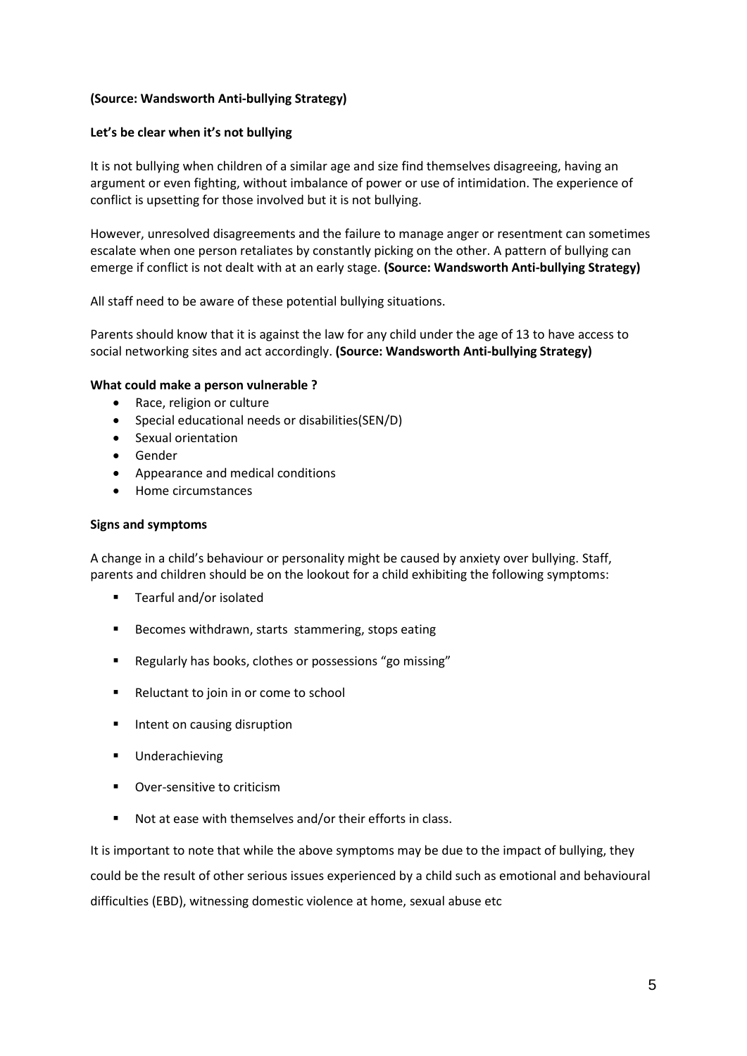**(Source: Wandsworth Anti-bullying Strategy)**

**Let's be clear when it's not bullying**

It is not bullying when children of a similar age and size find themselves disagreeing, having an argument or even fighting, without imbalance of power or use of intimidation. The experience of conflict is upsetting for those involved but it is not bullying.

However, unresolved disagreements and the failure to manage anger or resentment can sometimes escalate when one person retaliates by constantly picking on the other. A pattern of bullying can emerge if conflict is not dealt with at an early stage. **(Source: Wandsworth Anti-bullying Strategy)**

All staff need to be aware of these potential bullying situations.

Parents should know that it is against the law for any child under the age of 13 to have access to social networking sites and act accordingly. **(Source: Wandsworth Anti-bullying Strategy)**

**What could make a person vulnerable ?**

- Race, religion or culture
- Special educational needs or disabilities(SEN/D)
- Sexual orientation
- Gender
- Appearance and medical conditions
- Home circumstances

**Signs and symptoms**

A change in a child's behaviour or personality might be caused by anxiety over bullying. Staff, parents and children should be on the lookout for a child exhibiting the following symptoms:

- Tearful and/or isolated
- Becomes withdrawn, starts stammering, stops eating
- Regularly has books, clothes or possessions "go missing"
- Reluctant to join in or come to school
- Intent on causing disruption
- Underachieving
- Over-sensitive to criticism
- Not at ease with themselves and/or their efforts in class.

It is important to note that while the above symptoms may be due to the impact of bullying, they could be the result of other serious issues experienced by a child such as emotional and behavioural difficulties (EBD), witnessing domestic violence at home, sexual abuse etc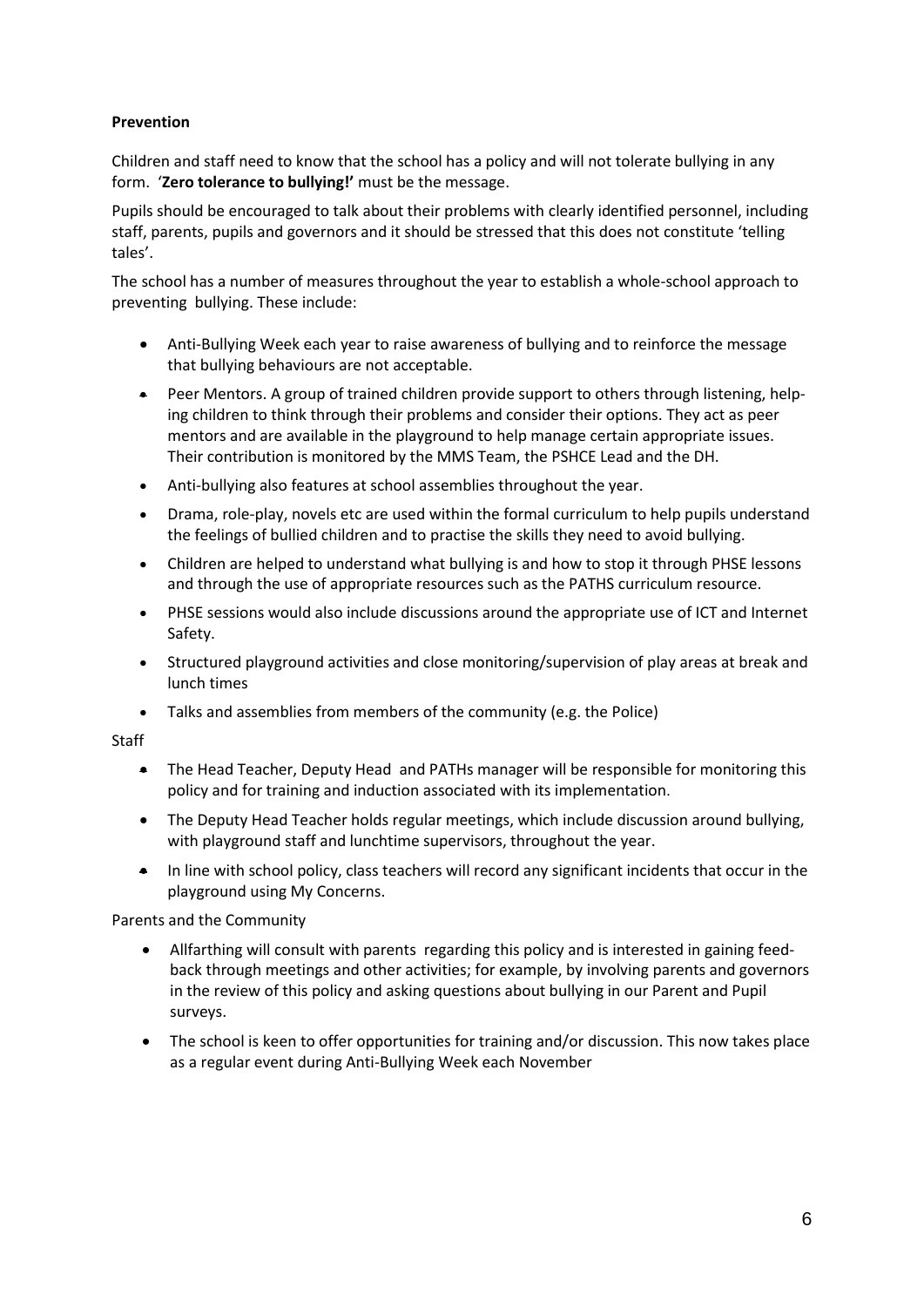**Prevention**

Children and staff need to know that the school has a policy and will not tolerate bullying in any form. '**Zero tolerance to bullying!**' must be the message.

Pupils should be encouraged to talk about their problems with clearly identified personnel, including staff, parents, pupils and governors and it should be stressed that this does not constitute 'telling tales'.

The school has a number of measures throughout the year to establish a whole-school approach to preventing bullying. These include:

- Anti-Bullying Week each year to raise awareness of bullying and to reinforce the message that bullying behaviours are not acceptable.
- Peer Mentors. A group of trained children provide support to others through listening, helping children to think through their problems and consider their options. They act as peer mentors and are available in the playground to help manage certain appropriate issues. Their contribution is monitored by the MMS Team, the PSHCE Lead and the DH.
- Anti-bullying also features at school assemblies throughout the year.
- Drama, role-play, novels etc are used within the formal curriculum to help pupils understand the feelings of bullied children and to practise the skills they need to avoid bullying.
- Children are helped to understand what bullying is and how to stop it through PHSE lessons and through the use of appropriate resources such as the PATHS curriculum resource.
- PHSE sessions would also include discussions around the appropriate use of ICT and Internet Safety.
- Structured playground activities and close monitoring/supervision of play areas at break and lunch times
- Talks and assemblies from members of the community (e.g. the Police)

Staff

- The Head Teacher, Deputy Head and PATHs manager will be responsible for monitoring this policy and for training and induction associated with its implementation.
- The Deputy Head Teacher holds regular meetings, which include discussion around bullying, with playground staff and lunchtime supervisors, throughout the year.
- In line with school policy, class teachers will record any significant incidents that occur in the playground using My Concerns.

Parents and the Community

- Allfarthing will consult with parents regarding this policy and is interested in gaining feedback through meetings and other activities; for example, by involving parents and governors in the review of this policy and asking questions about bullying in our Parent and Pupil surveys.
- The school is keen to offer opportunities for training and/or discussion. This now takes place as a regular event during Anti-Bullying Week each November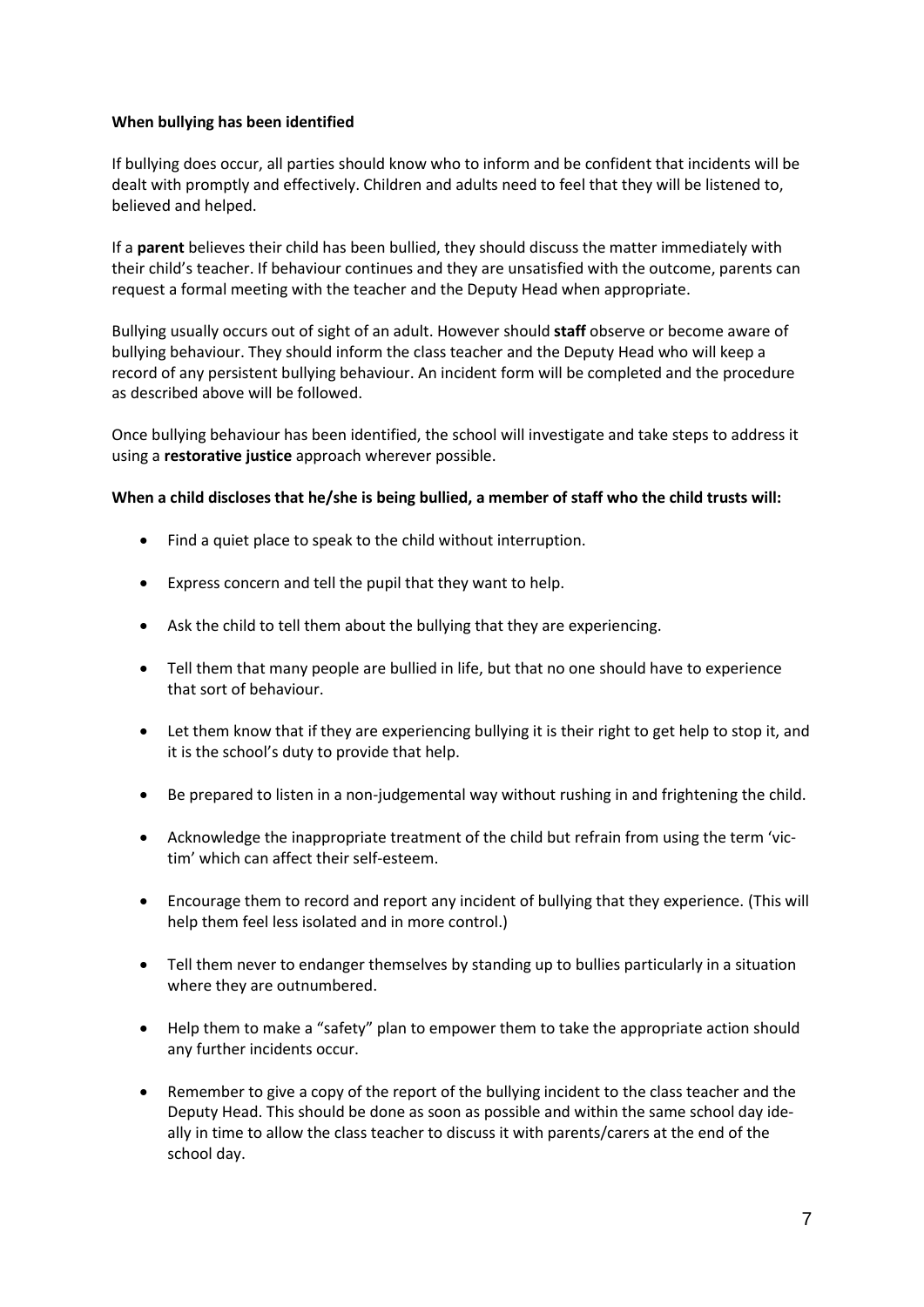**When bullying has been identified**

If bullying does occur, all parties should know who to inform and be confident that incidents will be dealt with promptly and effectively. Children and adults need to feel that they will be listened to, believed and helped.

If a **parent** believes their child has been bullied, they should discuss the matter immediately with their child's teacher. If behaviour continues and they are unsatisfied with the outcome, parents can request a formal meeting with the teacher and the Deputy Head when appropriate.

Bullying usually occurs out of sight of an adult. However should **staff** observe or become aware of bullying behaviour. They should inform the class teacher and the Deputy Head who will keep a record of any persistent bullying behaviour. An incident form will be completed and the procedure as described above will be followed.

Once bullying behaviour has been identified, the school will investigate and take steps to address it using a **restorative justice** approach wherever possible.

**When a child discloses that he/she is being bullied, a member of staff who the child trusts will:**

- Find a quiet place to speak to the child without interruption.
- Express concern and tell the pupil that they want to help.
- Ask the child to tell them about the bullying that they are experiencing.
- Tell them that many people are bullied in life, but that no one should have to experience that sort of behaviour.
- Let them know that if they are experiencing bullying it is their right to get help to stop it, and it is the school's duty to provide that help.
- Be prepared to listen in a non-judgemental way without rushing in and frightening the child.
- Acknowledge the inappropriate treatment of the child but refrain from using the term 'victim' which can affect their self-esteem.
- Encourage them to record and report any incident of bullying that they experience. (This will help them feel less isolated and in more control.)
- Tell them never to endanger themselves by standing up to bullies particularly in a situation where they are outnumbered.
- Help them to make a "safety" plan to empower them to take the appropriate action should any further incidents occur.
- Remember to give a copy of the report of the bullying incident to the class teacher and the Deputy Head. This should be done as soon as possible and within the same school day ideally in time to allow the class teacher to discuss it with parents/carers at the end of the school day.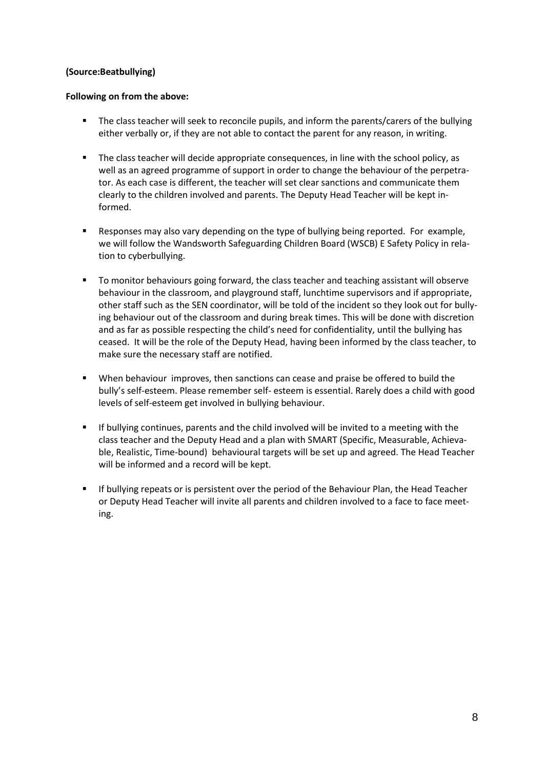**(Source:Beatbullying)**

**Following on from the above:**

- The class teacher will seek to reconcile pupils, and inform the parents/carers of the bullying either verbally or, if they are not able to contact the parent for any reason, in writing.
- The class teacher will decide appropriate consequences, in line with the school policy, as well as an agreed programme of support in order to change the behaviour of the perpetrator. As each case is different, the teacher will set clear sanctions and communicate them clearly to the children involved and parents. The Deputy Head Teacher will be kept informed.
- Responses may also vary depending on the type of bullying being reported. For example, we will follow the Wandsworth Safeguarding Children Board (WSCB) E Safety Policy in relation to cyberbullying.
- To monitor behaviours going forward, the class teacher and teaching assistant will observe behaviour in the classroom, and playground staff, lunchtime supervisors and if appropriate, other staff such as the SEN coordinator, will be told of the incident so they look out for bullying behaviour out of the classroom and during break times. This will be done with discretion and as far as possible respecting the child's need for confidentiality, until the bullying has ceased. It will be the role of the Deputy Head, having been informed by the class teacher, to make sure the necessary staff are notified.
- When behaviour improves, then sanctions can cease and praise be offered to build the bully's self-esteem. Please remember self- esteem is essential. Rarely does a child with good levels of self-esteem get involved in bullying behaviour.
- If bullying continues, parents and the child involved will be invited to a meeting with the class teacher and the Deputy Head and a plan with SMART (Specific, Measurable, Achievable, Realistic, Time-bound) behavioural targets will be set up and agreed. The Head Teacher will be informed and a record will be kept.
- If bullying repeats or is persistent over the period of the Behaviour Plan, the Head Teacher or Deputy Head Teacher will invite all parents and children involved to a face to face meeting.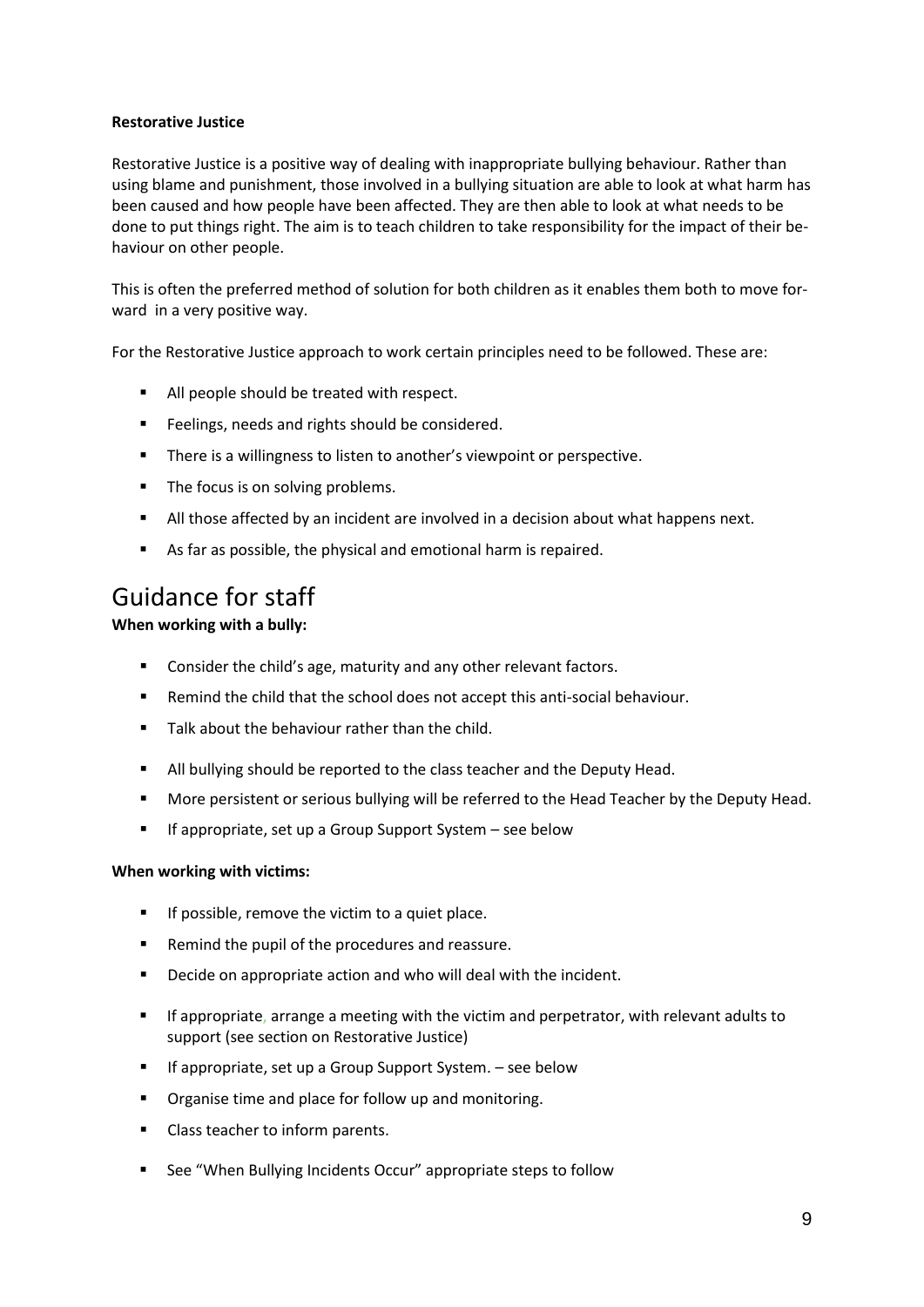**Restorative Justice**

Restorative Justice is a positive way of dealing with inappropriate bullying behaviour. Rather than using blame and punishment, those involved in a bullying situation are able to look at what harm has been caused and how people have been affected. They are then able to look at what needs to be done to put things right. The aim is to teach children to take responsibility for the impact of their behaviour on other people.

This is often the preferred method of solution for both children as it enables them both to move forward in a very positive way.

For the Restorative Justice approach to work certain principles need to be followed. These are:

- All people should be treated with respect.
- Feelings, needs and rights should be considered.
- There is a willingness to listen to another's viewpoint or perspective.
- The focus is on solving problems.
- All those affected by an incident are involved in a decision about what happens next.
- As far as possible, the physical and emotional harm is repaired.

# Guidance for staff

**When working with a bully:**

- Consider the child's age, maturity and any other relevant factors.
- Remind the child that the school does not accept this anti-social behaviour.
- Talk about the behaviour rather than the child.
- All bullying should be reported to the class teacher and the Deputy Head.
- More persistent or serious bullying will be referred to the Head Teacher by the Deputy Head.
- If appropriate, set up a Group Support System – see below

**When working with victims:**

- If possible, remove the victim to a quiet place.
- Remind the pupil of the procedures and reassure.
- Decide on appropriate action and who will deal with the incident.
- If appropriate, arrange a meeting with the victim and perpetrator, with relevant adults to support (see section on Restorative Justice)
- If appropriate, set up a Group Support System. – see below
- Organise time and place for follow up and monitoring.
- Class teacher to inform parents.
- See "When Bullying Incidents Occur" appropriate steps to follow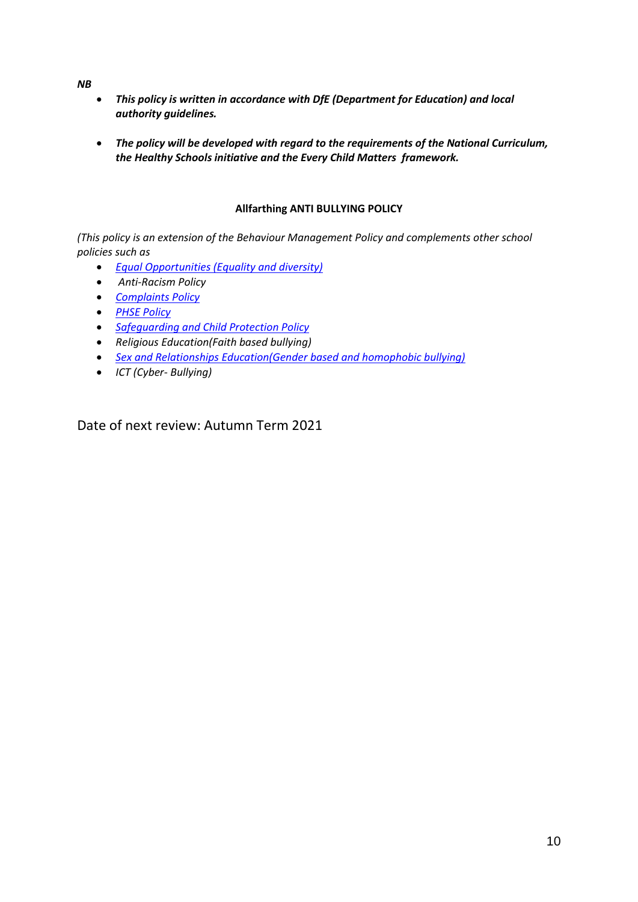***NB***

- ***This policy is written in accordance with DfE (Department for Education) and local authority guidelines.***
- ***The policy will be developed with regard to the requirements of the National Curriculum, the Healthy Schools initiative and the Every Child Matters framework.***

**Allfarthing ANTI BULLYING POLICY**

*(This policy is an extension of the Behaviour Management Policy and complements other school policies such as*

- *Equal Opportunities (Equality and diversity)*
- *Anti-Racism Policy*
- *Complaints Policy*
- *PHSE Policy*
- *Safeguarding and Child Protection Policy*
- *Religious Education(Faith based bullying)*
- *Sex and Relationships Education(Gender based and homophobic bullying)*
- *ICT (Cyber- Bullying)*

Date of next review: Autumn Term 2021